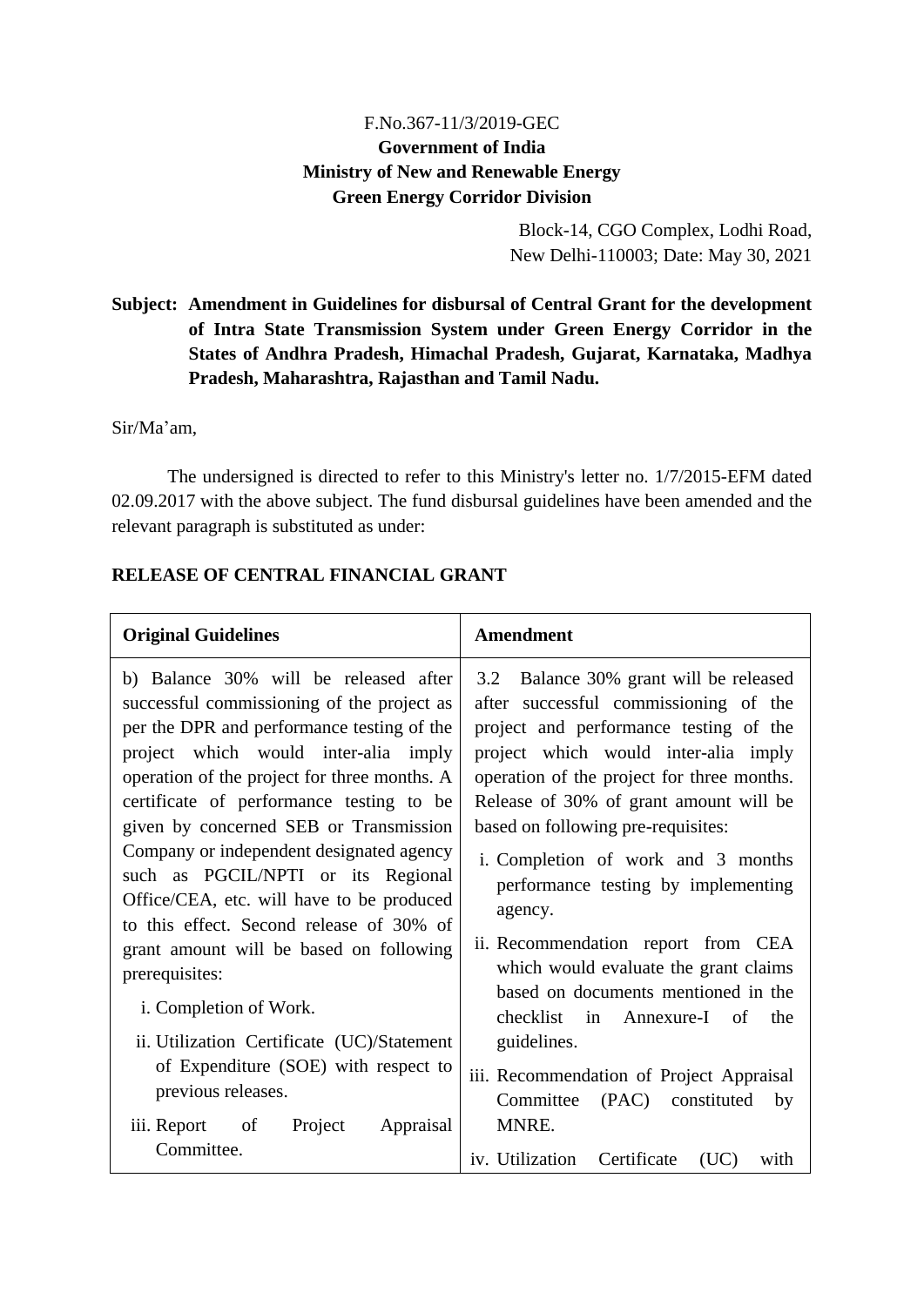F.No.367-11/3/2019-GEC

**Government of India**

**Ministry of New and Renewable Energy**

**Green Energy Corridor Division**

Block-14, CGO Complex, Lodhi Road,
New Delhi-110003; Date: May 30, 2021

**Subject: Amendment in Guidelines for disbursal of Central Grant for the development of Intra State Transmission System under Green Energy Corridor in the States of Andhra Pradesh, Himachal Pradesh, Gujarat, Karnataka, Madhya Pradesh, Maharashtra, Rajasthan and Tamil Nadu.**

Sir/Ma'am,

The undersigned is directed to refer to this Ministry's letter no. 1/7/2015-EFM dated 02.09.2017 with the above subject. The fund disbursal guidelines have been amended and the relevant paragraph is substituted as under:

**RELEASE OF CENTRAL FINANCIAL GRANT**

| **Original Guidelines** | **Amendment** |
|---|---|
| b) Balance 30% will be released after successful commissioning of the project as per the DPR and performance testing of the project which would inter-alia imply operation of the project for three months. A certificate of performance testing to be given by concerned SEB or Transmission Company or independent designated agency such as PGCIL/NPTI or its Regional Office/CEA, etc. will have to be produced to this effect. Second release of 30% of grant amount will be based on following prerequisites:<br>i. Completion of Work.<br>ii. Utilization Certificate (UC)/Statement of Expenditure (SOE) with respect to previous releases.<br>iii. Report of Project Appraisal Committee. | 3.2 Balance 30% grant will be released after successful commissioning of the project and performance testing of the project which would inter-alia imply operation of the project for three months. Release of 30% of grant amount will be based on following pre-requisites:<br>i. Completion of work and 3 months performance testing by implementing agency.<br>ii. Recommendation report from CEA which would evaluate the grant claims based on documents mentioned in the checklist in Annexure-I of the guidelines.<br>iii. Recommendation of Project Appraisal Committee (PAC) constituted by MNRE.<br>iv. Utilization Certificate (UC) with |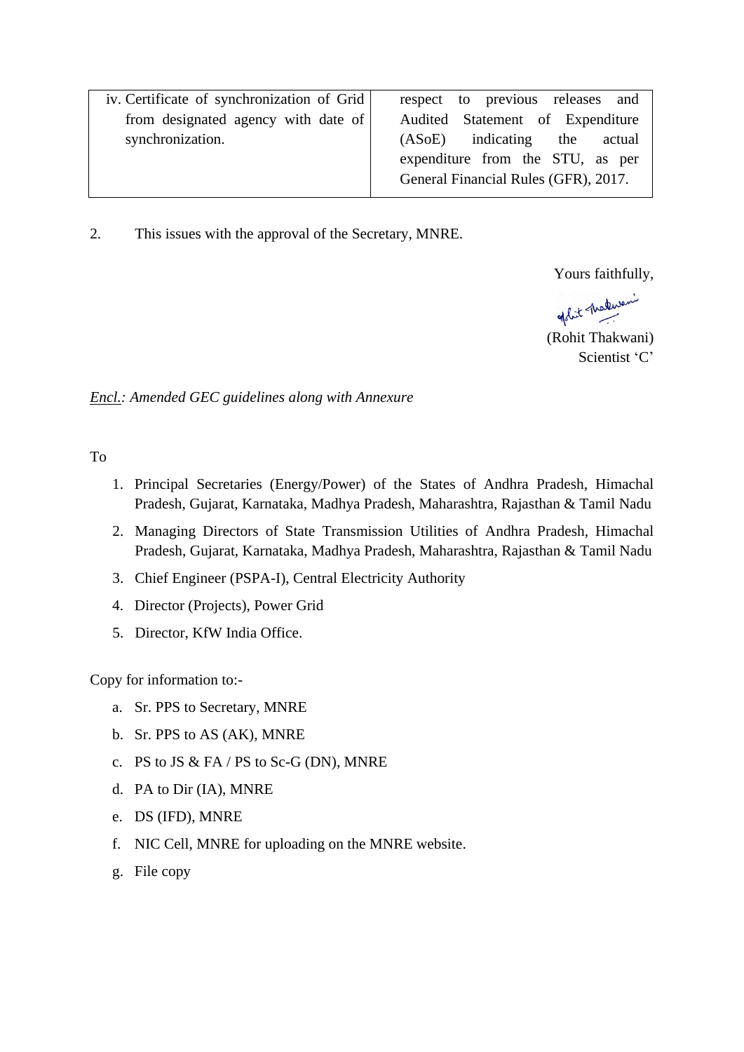| iv. Certificate of synchronization of Grid from designated agency with date of synchronization. | respect to previous releases and Audited Statement of Expenditure (ASoE) indicating the actual expenditure from the STU, as per General Financial Rules (GFR), 2017. |
|---|---|

2. This issues with the approval of the Secretary, MNRE.

Yours faithfully,

(Rohit Thakwani)
Scientist 'C'

*Encl.: Amended GEC guidelines along with Annexure*

To

1. Principal Secretaries (Energy/Power) of the States of Andhra Pradesh, Himachal Pradesh, Gujarat, Karnataka, Madhya Pradesh, Maharashtra, Rajasthan & Tamil Nadu
2. Managing Directors of State Transmission Utilities of Andhra Pradesh, Himachal Pradesh, Gujarat, Karnataka, Madhya Pradesh, Maharashtra, Rajasthan & Tamil Nadu
3. Chief Engineer (PSPA-I), Central Electricity Authority
4. Director (Projects), Power Grid
5. Director, KfW India Office.

Copy for information to:-

a. Sr. PPS to Secretary, MNRE
b. Sr. PPS to AS (AK), MNRE
c. PS to JS & FA / PS to Sc-G (DN), MNRE
d. PA to Dir (IA), MNRE
e. DS (IFD), MNRE
f. NIC Cell, MNRE for uploading on the MNRE website.
g. File copy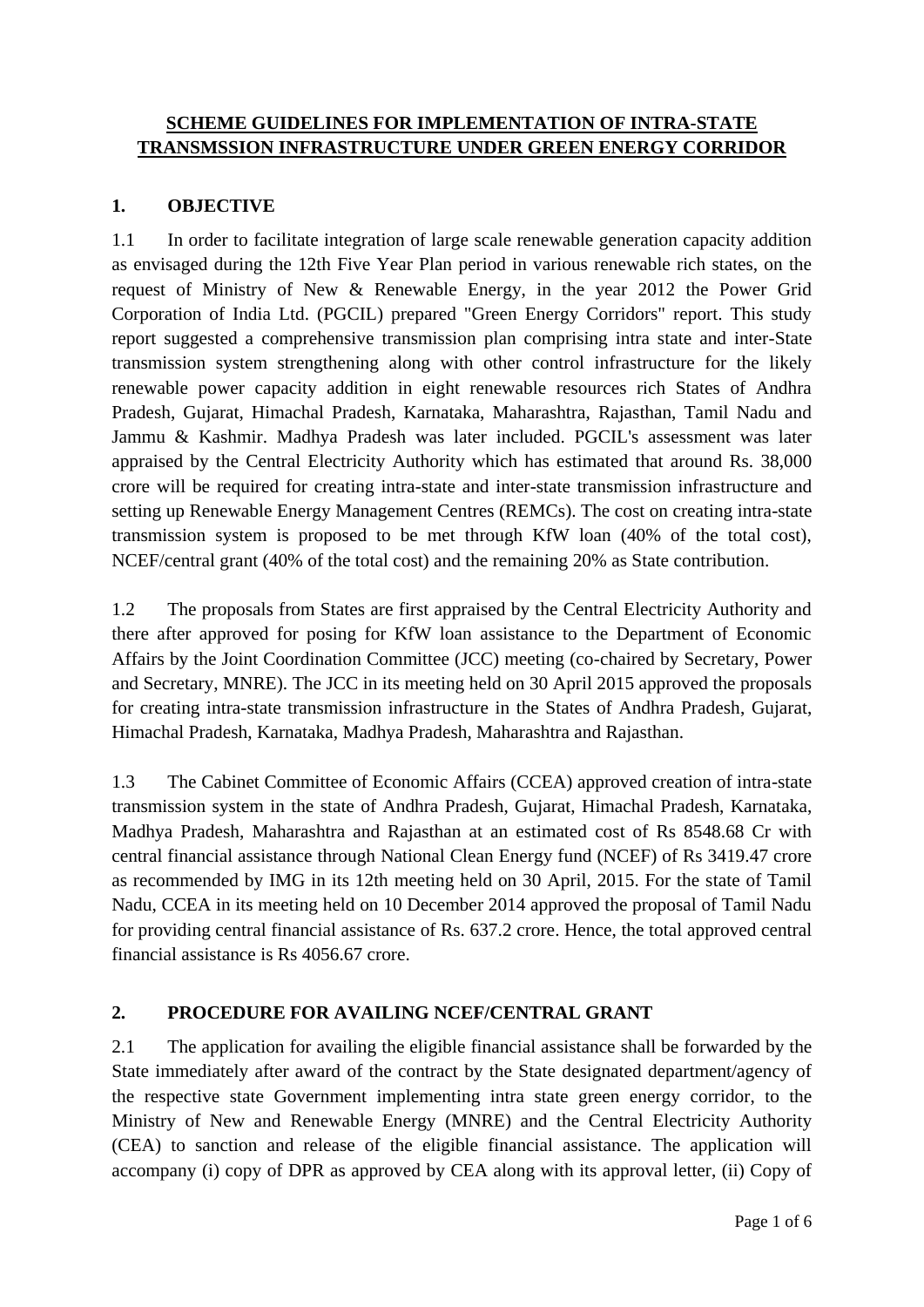## SCHEME GUIDELINES FOR IMPLEMENTATION OF INTRA-STATE TRANSMSSION INFRASTRUCTURE UNDER GREEN ENERGY CORRIDOR

### 1. OBJECTIVE

1.1 In order to facilitate integration of large scale renewable generation capacity addition as envisaged during the 12th Five Year Plan period in various renewable rich states, on the request of Ministry of New & Renewable Energy, in the year 2012 the Power Grid Corporation of India Ltd. (PGCIL) prepared "Green Energy Corridors" report. This study report suggested a comprehensive transmission plan comprising intra state and inter-State transmission system strengthening along with other control infrastructure for the likely renewable power capacity addition in eight renewable resources rich States of Andhra Pradesh, Gujarat, Himachal Pradesh, Karnataka, Maharashtra, Rajasthan, Tamil Nadu and Jammu & Kashmir. Madhya Pradesh was later included. PGCIL's assessment was later appraised by the Central Electricity Authority which has estimated that around Rs. 38,000 crore will be required for creating intra-state and inter-state transmission infrastructure and setting up Renewable Energy Management Centres (REMCs). The cost on creating intra-state transmission system is proposed to be met through KfW loan (40% of the total cost), NCEF/central grant (40% of the total cost) and the remaining 20% as State contribution.

1.2 The proposals from States are first appraised by the Central Electricity Authority and there after approved for posing for KfW loan assistance to the Department of Economic Affairs by the Joint Coordination Committee (JCC) meeting (co-chaired by Secretary, Power and Secretary, MNRE). The JCC in its meeting held on 30 April 2015 approved the proposals for creating intra-state transmission infrastructure in the States of Andhra Pradesh, Gujarat, Himachal Pradesh, Karnataka, Madhya Pradesh, Maharashtra and Rajasthan.

1.3 The Cabinet Committee of Economic Affairs (CCEA) approved creation of intra-state transmission system in the state of Andhra Pradesh, Gujarat, Himachal Pradesh, Karnataka, Madhya Pradesh, Maharashtra and Rajasthan at an estimated cost of Rs 8548.68 Cr with central financial assistance through National Clean Energy fund (NCEF) of Rs 3419.47 crore as recommended by IMG in its 12th meeting held on 30 April, 2015. For the state of Tamil Nadu, CCEA in its meeting held on 10 December 2014 approved the proposal of Tamil Nadu for providing central financial assistance of Rs. 637.2 crore. Hence, the total approved central financial assistance is Rs 4056.67 crore.

### 2. PROCEDURE FOR AVAILING NCEF/CENTRAL GRANT

2.1 The application for availing the eligible financial assistance shall be forwarded by the State immediately after award of the contract by the State designated department/agency of the respective state Government implementing intra state green energy corridor, to the Ministry of New and Renewable Energy (MNRE) and the Central Electricity Authority (CEA) to sanction and release of the eligible financial assistance. The application will accompany (i) copy of DPR as approved by CEA along with its approval letter, (ii) Copy of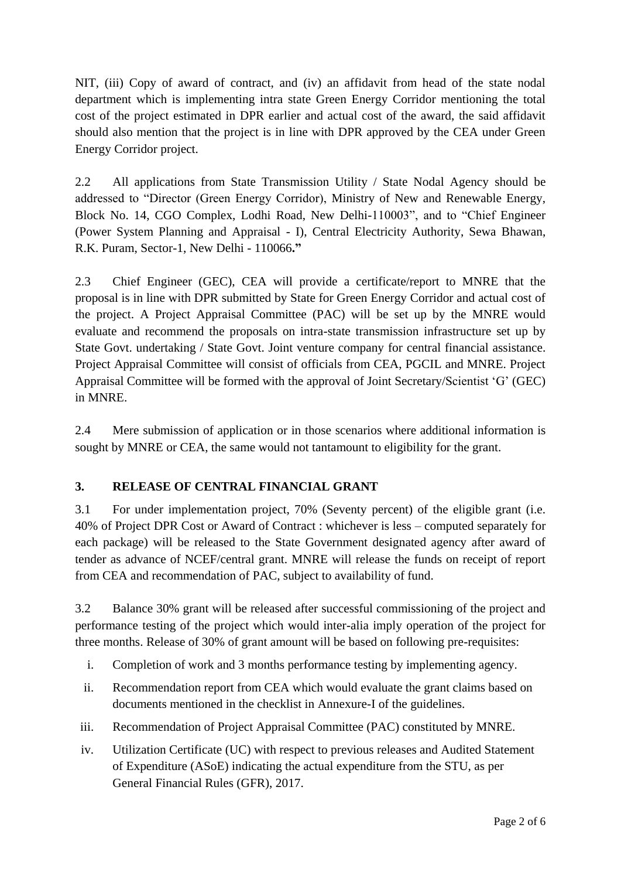NIT, (iii) Copy of award of contract, and (iv) an affidavit from head of the state nodal department which is implementing intra state Green Energy Corridor mentioning the total cost of the project estimated in DPR earlier and actual cost of the award, the said affidavit should also mention that the project is in line with DPR approved by the CEA under Green Energy Corridor project.

2.2 All applications from State Transmission Utility / State Nodal Agency should be addressed to "Director (Green Energy Corridor), Ministry of New and Renewable Energy, Block No. 14, CGO Complex, Lodhi Road, New Delhi-110003", and to "Chief Engineer (Power System Planning and Appraisal - I), Central Electricity Authority, Sewa Bhawan, R.K. Puram, Sector-1, New Delhi - 110066**."**

2.3 Chief Engineer (GEC), CEA will provide a certificate/report to MNRE that the proposal is in line with DPR submitted by State for Green Energy Corridor and actual cost of the project. A Project Appraisal Committee (PAC) will be set up by the MNRE would evaluate and recommend the proposals on intra-state transmission infrastructure set up by State Govt. undertaking / State Govt. Joint venture company for central financial assistance. Project Appraisal Committee will consist of officials from CEA, PGCIL and MNRE. Project Appraisal Committee will be formed with the approval of Joint Secretary/Scientist 'G' (GEC) in MNRE.

2.4 Mere submission of application or in those scenarios where additional information is sought by MNRE or CEA, the same would not tantamount to eligibility for the grant.

## 3. RELEASE OF CENTRAL FINANCIAL GRANT

3.1 For under implementation project, 70% (Seventy percent) of the eligible grant (i.e. 40% of Project DPR Cost or Award of Contract : whichever is less – computed separately for each package) will be released to the State Government designated agency after award of tender as advance of NCEF/central grant. MNRE will release the funds on receipt of report from CEA and recommendation of PAC, subject to availability of fund.

3.2 Balance 30% grant will be released after successful commissioning of the project and performance testing of the project which would inter-alia imply operation of the project for three months. Release of 30% of grant amount will be based on following pre-requisites:

i. Completion of work and 3 months performance testing by implementing agency.
ii. Recommendation report from CEA which would evaluate the grant claims based on documents mentioned in the checklist in Annexure-I of the guidelines.
iii. Recommendation of Project Appraisal Committee (PAC) constituted by MNRE.
iv. Utilization Certificate (UC) with respect to previous releases and Audited Statement of Expenditure (ASoE) indicating the actual expenditure from the STU, as per General Financial Rules (GFR), 2017.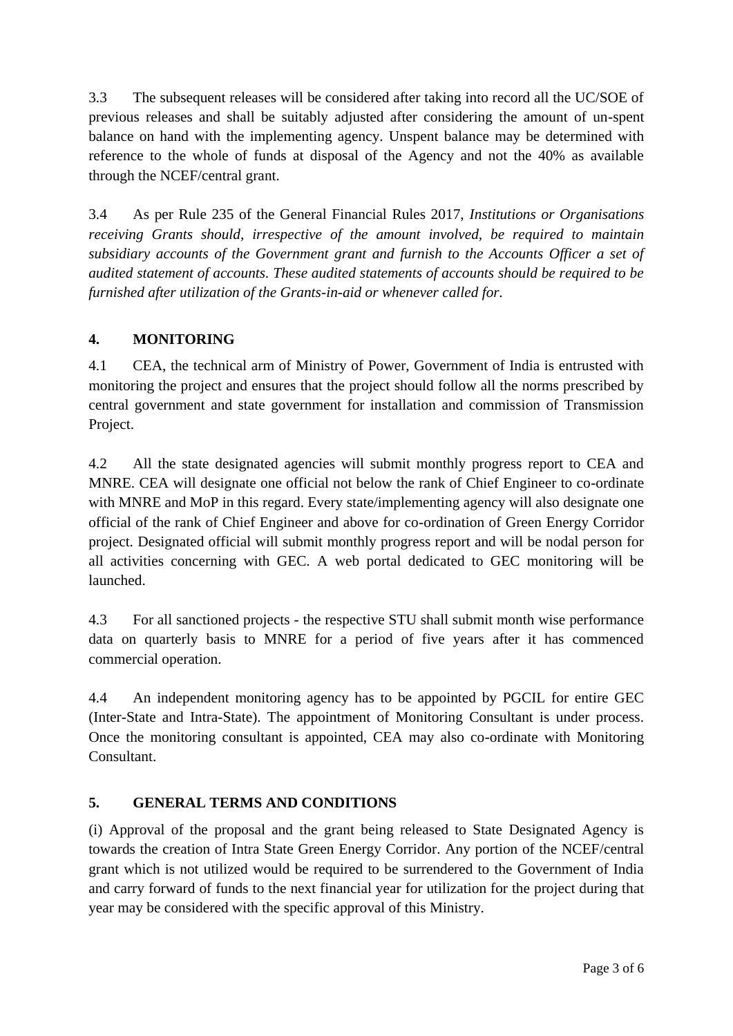3.3 The subsequent releases will be considered after taking into record all the UC/SOE of previous releases and shall be suitably adjusted after considering the amount of un-spent balance on hand with the implementing agency. Unspent balance may be determined with reference to the whole of funds at disposal of the Agency and not the 40% as available through the NCEF/central grant.

3.4 As per Rule 235 of the General Financial Rules 2017, *Institutions or Organisations receiving Grants should, irrespective of the amount involved, be required to maintain subsidiary accounts of the Government grant and furnish to the Accounts Officer a set of audited statement of accounts. These audited statements of accounts should be required to be furnished after utilization of the Grants-in-aid or whenever called for.*

## 4. MONITORING

4.1 CEA, the technical arm of Ministry of Power, Government of India is entrusted with monitoring the project and ensures that the project should follow all the norms prescribed by central government and state government for installation and commission of Transmission Project.

4.2 All the state designated agencies will submit monthly progress report to CEA and MNRE. CEA will designate one official not below the rank of Chief Engineer to co-ordinate with MNRE and MoP in this regard. Every state/implementing agency will also designate one official of the rank of Chief Engineer and above for co-ordination of Green Energy Corridor project. Designated official will submit monthly progress report and will be nodal person for all activities concerning with GEC. A web portal dedicated to GEC monitoring will be launched.

4.3 For all sanctioned projects - the respective STU shall submit month wise performance data on quarterly basis to MNRE for a period of five years after it has commenced commercial operation.

4.4 An independent monitoring agency has to be appointed by PGCIL for entire GEC (Inter-State and Intra-State). The appointment of Monitoring Consultant is under process. Once the monitoring consultant is appointed, CEA may also co-ordinate with Monitoring Consultant.

## 5. GENERAL TERMS AND CONDITIONS

(i) Approval of the proposal and the grant being released to State Designated Agency is towards the creation of Intra State Green Energy Corridor. Any portion of the NCEF/central grant which is not utilized would be required to be surrendered to the Government of India and carry forward of funds to the next financial year for utilization for the project during that year may be considered with the specific approval of this Ministry.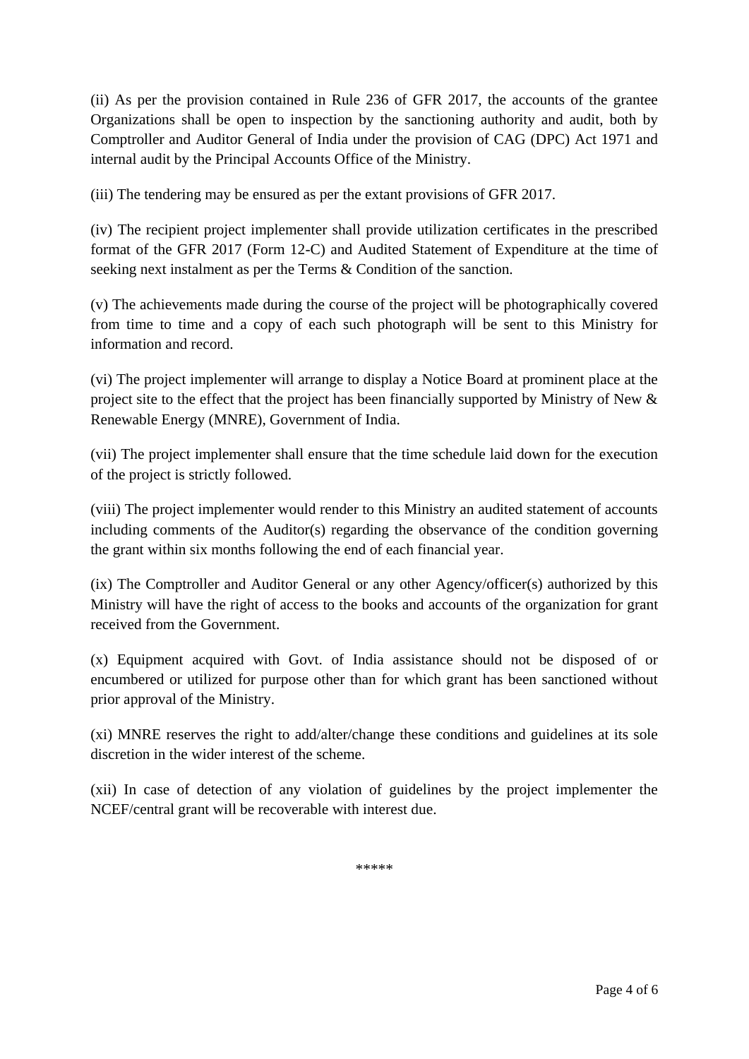(ii) As per the provision contained in Rule 236 of GFR 2017, the accounts of the grantee Organizations shall be open to inspection by the sanctioning authority and audit, both by Comptroller and Auditor General of India under the provision of CAG (DPC) Act 1971 and internal audit by the Principal Accounts Office of the Ministry.

(iii) The tendering may be ensured as per the extant provisions of GFR 2017.

(iv) The recipient project implementer shall provide utilization certificates in the prescribed format of the GFR 2017 (Form 12-C) and Audited Statement of Expenditure at the time of seeking next instalment as per the Terms & Condition of the sanction.

(v) The achievements made during the course of the project will be photographically covered from time to time and a copy of each such photograph will be sent to this Ministry for information and record.

(vi) The project implementer will arrange to display a Notice Board at prominent place at the project site to the effect that the project has been financially supported by Ministry of New & Renewable Energy (MNRE), Government of India.

(vii) The project implementer shall ensure that the time schedule laid down for the execution of the project is strictly followed.

(viii) The project implementer would render to this Ministry an audited statement of accounts including comments of the Auditor(s) regarding the observance of the condition governing the grant within six months following the end of each financial year.

(ix) The Comptroller and Auditor General or any other Agency/officer(s) authorized by this Ministry will have the right of access to the books and accounts of the organization for grant received from the Government.

(x) Equipment acquired with Govt. of India assistance should not be disposed of or encumbered or utilized for purpose other than for which grant has been sanctioned without prior approval of the Ministry.

(xi) MNRE reserves the right to add/alter/change these conditions and guidelines at its sole discretion in the wider interest of the scheme.

(xii) In case of detection of any violation of guidelines by the project implementer the NCEF/central grant will be recoverable with interest due.

*****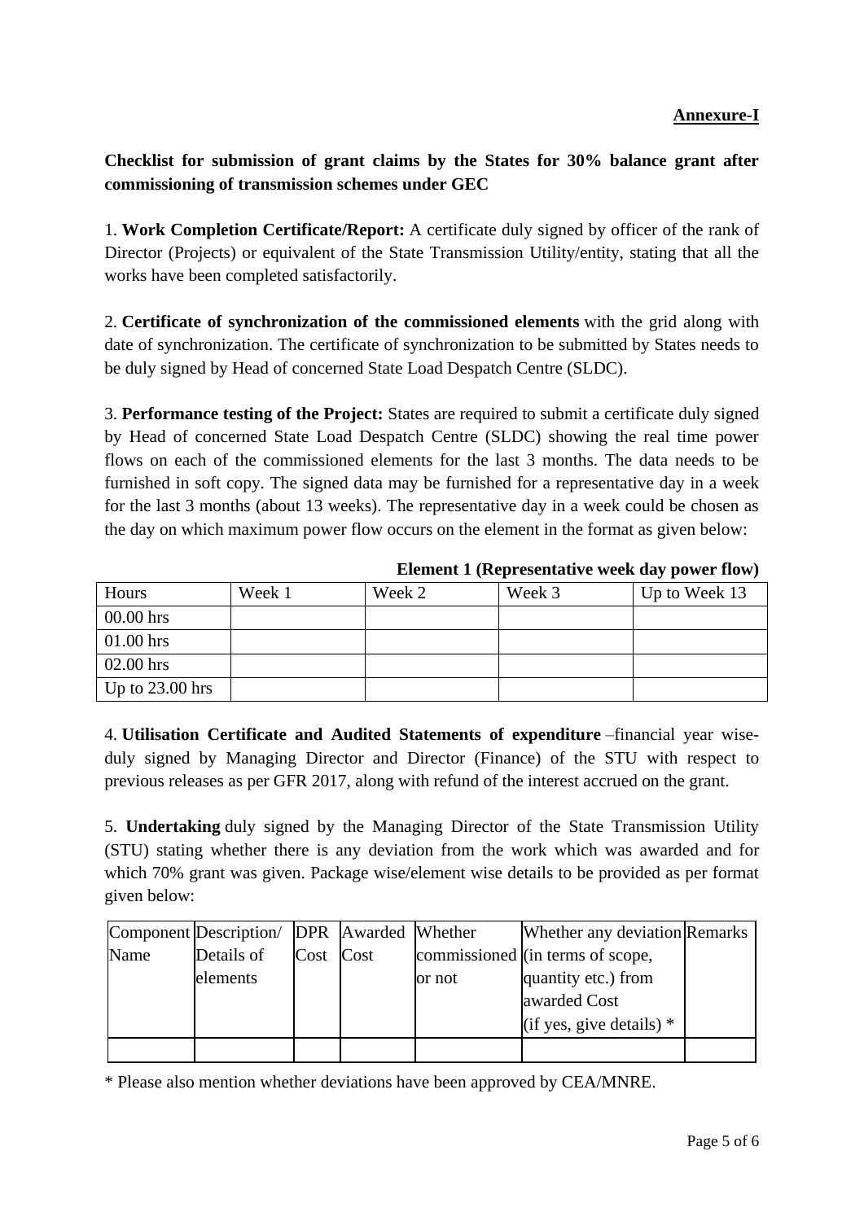**Annexure-I**

**Checklist for submission of grant claims by the States for 30% balance grant after commissioning of transmission schemes under GEC**

1. **Work Completion Certificate/Report:** A certificate duly signed by officer of the rank of Director (Projects) or equivalent of the State Transmission Utility/entity, stating that all the works have been completed satisfactorily.

2. **Certificate of synchronization of the commissioned elements** with the grid along with date of synchronization. The certificate of synchronization to be submitted by States needs to be duly signed by Head of concerned State Load Despatch Centre (SLDC).

3. **Performance testing of the Project:** States are required to submit a certificate duly signed by Head of concerned State Load Despatch Centre (SLDC) showing the real time power flows on each of the commissioned elements for the last 3 months. The data needs to be furnished in soft copy. The signed data may be furnished for a representative day in a week for the last 3 months (about 13 weeks). The representative day in a week could be chosen as the day on which maximum power flow occurs on the element in the format as given below:

**Element 1 (Representative week day power flow)**

| Hours | Week 1 | Week 2 | Week 3 | Up to Week 13 |
|---|---|---|---|---|
| 00.00 hrs | | | | |
| 01.00 hrs | | | | |
| 02.00 hrs | | | | |
| Up to 23.00 hrs | | | | |

4. **Utilisation Certificate and Audited Statements of expenditure** –financial year wise- duly signed by Managing Director and Director (Finance) of the STU with respect to previous releases as per GFR 2017, along with refund of the interest accrued on the grant.

5. **Undertaking** duly signed by the Managing Director of the State Transmission Utility (STU) stating whether there is any deviation from the work which was awarded and for which 70% grant was given. Package wise/element wise details to be provided as per format given below:

| Component Name | Description/ Details of elements | DPR Cost | Awarded Cost | Whether commissioned or not | Whether any deviation (in terms of scope, quantity etc.) from awarded Cost (if yes, give details) * | Remarks |
|---|---|---|---|---|---|---|
| | | | | | | |

* Please also mention whether deviations have been approved by CEA/MNRE.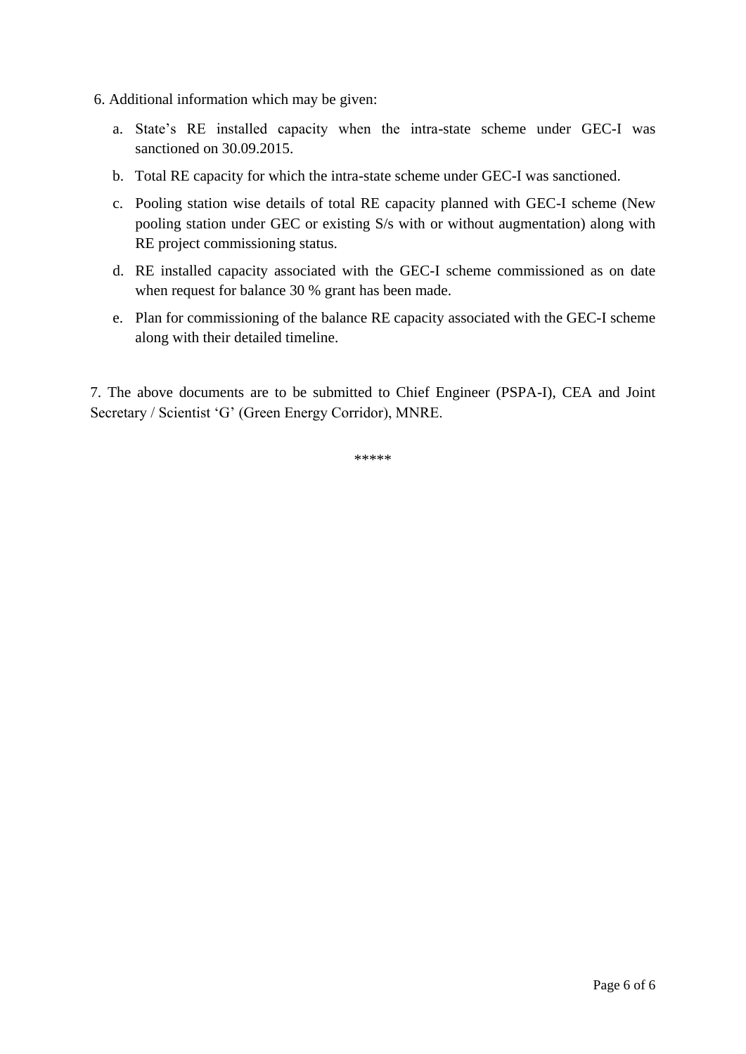6. Additional information which may be given:

   a. State's RE installed capacity when the intra-state scheme under GEC-I was sanctioned on 30.09.2015.

   b. Total RE capacity for which the intra-state scheme under GEC-I was sanctioned.

   c. Pooling station wise details of total RE capacity planned with GEC-I scheme (New pooling station under GEC or existing S/s with or without augmentation) along with RE project commissioning status.

   d. RE installed capacity associated with the GEC-I scheme commissioned as on date when request for balance 30 % grant has been made.

   e. Plan for commissioning of the balance RE capacity associated with the GEC-I scheme along with their detailed timeline.

7. The above documents are to be submitted to Chief Engineer (PSPA-I), CEA and Joint Secretary / Scientist 'G' (Green Energy Corridor), MNRE.

*****